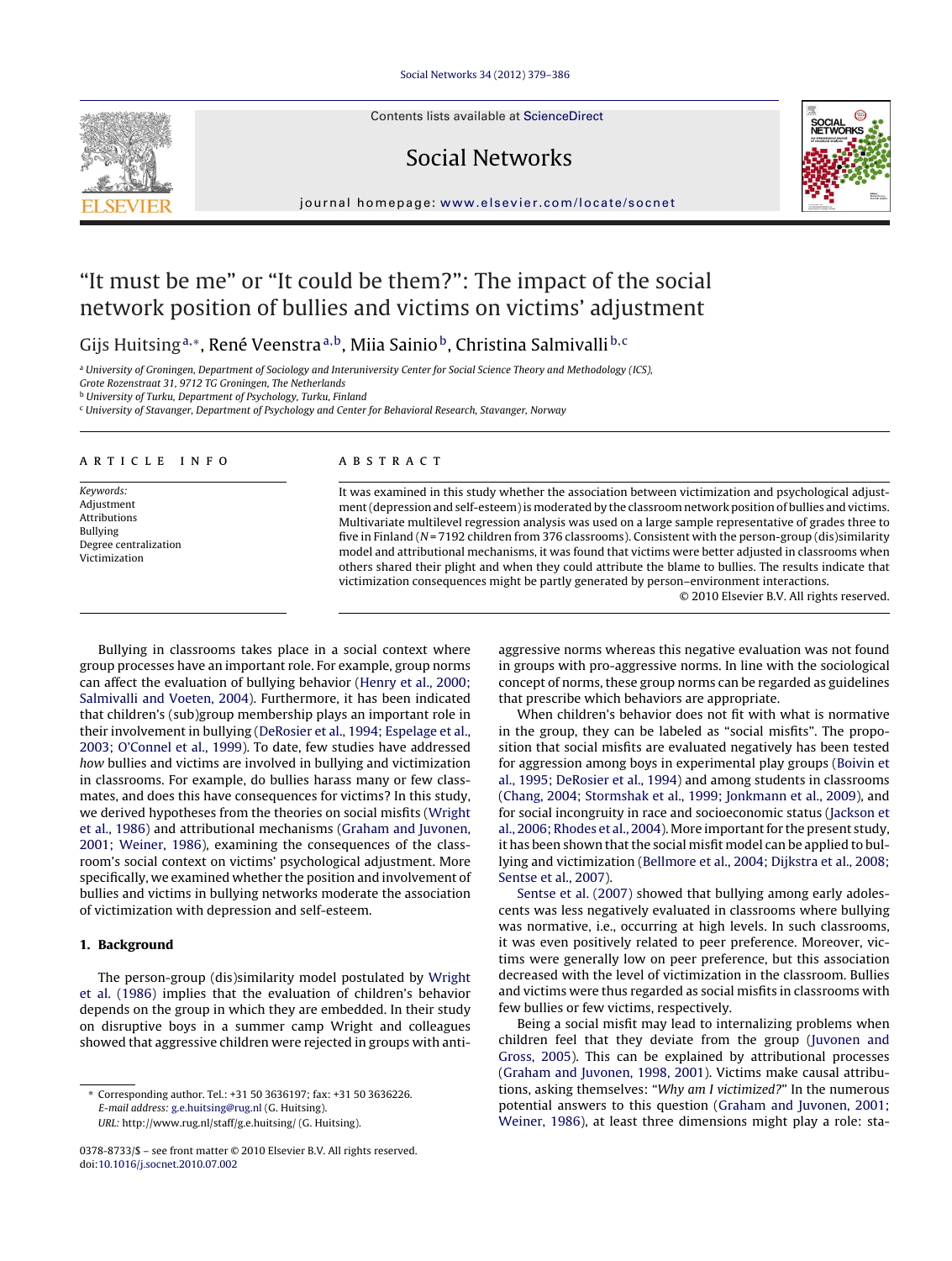# "It must be me" or "It could be them?": The impact of the social network position of bullies and victims on victims' adjustment

Gijs Huitsing[a,*], René Veenstra[a,b], Miia Sainio[b], Christina Salmivalli[b,c]

[a] University of Groningen, Department of Sociology and Interuniversity Center for Social Science Theory and Methodology (ICS), Grote Rozenstraat 31, 9712 TG Groningen, The Netherlands

[b] University of Turku, Department of Psychology, Turku, Finland

[c] University of Stavanger, Department of Psychology and Center for Behavioral Research, Stavanger, Norway

## ARTICLE INFO

*Keywords:*
Adjustment
Attributions
Bullying
Degree centralization
Victimization

## ABSTRACT

It was examined in this study whether the association between victimization and psychological adjustment (depression and self-esteem) is moderated by the classroom network position of bullies and victims. Multivariate multilevel regression analysis was used on a large sample representative of grades three to five in Finland ($N = 7192$ children from 376 classrooms). Consistent with the person-group (dis)similarity model and attributional mechanisms, it was found that victims were better adjusted in classrooms when others shared their plight and when they could attribute the blame to bullies. The results indicate that victimization consequences might be partly generated by person–environment interactions.

© 2010 Elsevier B.V. All rights reserved.

Bullying in classrooms takes place in a social context where group processes have an important role. For example, group norms can affect the evaluation of bullying behavior (Henry et al., 2000; Salmivalli and Voeten, 2004). Furthermore, it has been indicated that children's (sub)group membership plays an important role in their involvement in bullying (DeRosier et al., 1994; Espelage et al., 2003; O'Connel et al., 1999). To date, few studies have addressed *how* bullies and victims are involved in bullying and victimization in classrooms. For example, do bullies harass many or few classmates, and does this have consequences for victims? In this study, we derived hypotheses from the theories on social misfits (Wright et al., 1986) and attributional mechanisms (Graham and Juvonen, 2001; Weiner, 1986), examining the consequences of the classroom's social context on victims' psychological adjustment. More specifically, we examined whether the position and involvement of bullies and victims in bullying networks moderate the association of victimization with depression and self-esteem.

## 1. Background

The person-group (dis)similarity model postulated by Wright et al. (1986) implies that the evaluation of children's behavior depends on the group in which they are embedded. In their study on disruptive boys in a summer camp Wright and colleagues showed that aggressive children were rejected in groups with anti-aggressive norms whereas this negative evaluation was not found in groups with pro-aggressive norms. In line with the sociological concept of norms, these group norms can be regarded as guidelines that prescribe which behaviors are appropriate.

When children's behavior does not fit with what is normative in the group, they can be labeled as "social misfits". The proposition that social misfits are evaluated negatively has been tested for aggression among boys in experimental play groups (Boivin et al., 1995; DeRosier et al., 1994) and among students in classrooms (Chang, 2004; Stormshak et al., 1999; Jonkmann et al., 2009), and for social incongruity in race and socioeconomic status (Jackson et al., 2006; Rhodes et al., 2004). More important for the present study, it has been shown that the social misfit model can be applied to bullying and victimization (Bellmore et al., 2004; Dijkstra et al., 2008; Sentse et al., 2007).

Sentse et al. (2007) showed that bullying among early adolescents was less negatively evaluated in classrooms where bullying was normative, i.e., occurring at high levels. In such classrooms, it was even positively related to peer preference. Moreover, victims were generally low on peer preference, but this association decreased with the level of victimization in the classroom. Bullies and victims were thus regarded as social misfits in classrooms with few bullies or few victims, respectively.

Being a social misfit may lead to internalizing problems when children feel that they deviate from the group (Juvonen and Gross, 2005). This can be explained by attributional processes (Graham and Juvonen, 1998, 2001). Victims make causal attributions, asking themselves: "*Why am I victimized?*" In the numerous potential answers to this question (Graham and Juvonen, 2001; Weiner, 1986), at least three dimensions might play a role: sta-

* Corresponding author. Tel.: +31 50 3636197; fax: +31 50 3636226.
E-mail address: g.e.huitsing@rug.nl (G. Huitsing).
URL: http://www.rug.nl/staff/g.e.huitsing/ (G. Huitsing).

0378-8733/$ – see front matter © 2010 Elsevier B.V. All rights reserved.
doi:10.1016/j.socnet.2010.07.002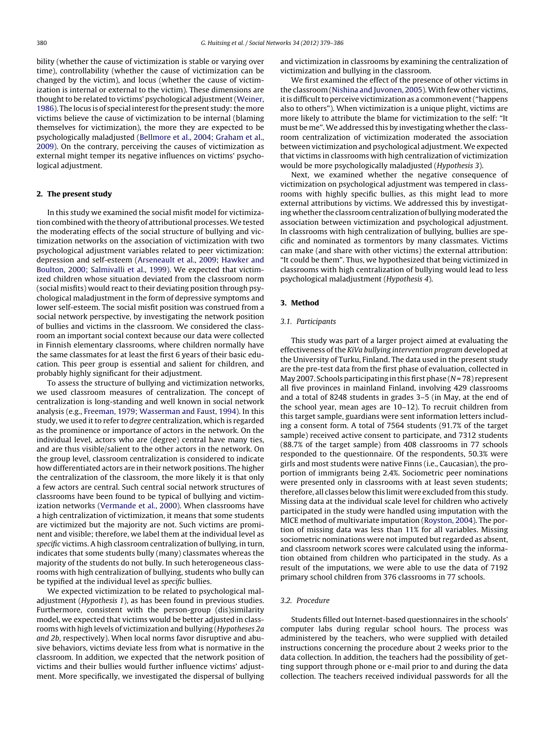bility (whether the cause of victimization is stable or varying over time), controllability (whether the cause of victimization can be changed by the victim), and locus (whether the cause of victimization is internal or external to the victim). These dimensions are thought to be related to victims' psychological adjustment (Weiner, 1986). The locus is of special interest for the present study: the more victims believe the cause of victimization to be internal (blaming themselves for victimization), the more they are expected to be psychologically maladjusted (Bellmore et al., 2004; Graham et al., 2009). On the contrary, perceiving the causes of victimization as external might temper its negative influences on victims' psychological adjustment.

## 2. The present study

In this study we examined the social misfit model for victimization combined with the theory of attributional processes. We tested the moderating effects of the social structure of bullying and victimization networks on the association of victimization with two psychological adjustment variables related to peer victimization: depression and self-esteem (Arseneault et al., 2009; Hawker and Boulton, 2000; Salmivalli et al., 1999). We expected that victimized children whose situation deviated from the classroom norm (social misfits) would react to their deviating position through psychological maladjustment in the form of depressive symptoms and lower self-esteem. The social misfit position was construed from a social network perspective, by investigating the network position of bullies and victims in the classroom. We considered the classroom an important social context because our data were collected in Finnish elementary classrooms, where children normally have the same classmates for at least the first 6 years of their basic education. This peer group is essential and salient for children, and probably highly significant for their adjustment.

To assess the structure of bullying and victimization networks, we used classroom measures of centralization. The concept of centralization is long-standing and well known in social network analysis (e.g., Freeman, 1979; Wasserman and Faust, 1994). In this study, we used it to refer to *degree* centralization, which is regarded as the prominence or importance of actors in the network. On the individual level, actors who are (degree) central have many ties, and are thus visible/salient to the other actors in the network. On the group level, classroom centralization is considered to indicate how differentiated actors are in their network positions. The higher the centralization of the classroom, the more likely it is that only a few actors are central. Such central social network structures of classrooms have been found to be typical of bullying and victimization networks (Vermande et al., 2000). When classrooms have a high centralization of victimization, it means that some students are victimized but the majority are not. Such victims are prominent and visible; therefore, we label them at the individual level as *specific* victims. A high classroom centralization of bullying, in turn, indicates that some students bully (many) classmates whereas the majority of the students do not bully. In such heterogeneous classrooms with high centralization of bullying, students who bully can be typified at the individual level as *specific* bullies.

We expected victimization to be related to psychological maladjustment (*Hypothesis 1*), as has been found in previous studies. Furthermore, consistent with the person-group (dis)similarity model, we expected that victims would be better adjusted in classrooms with high levels of victimization and bullying (*Hypotheses 2a and 2b*, respectively). When local norms favor disruptive and abusive behaviors, victims deviate less from what is normative in the classroom. In addition, we expected that the network position of victims and their bullies would further influence victims' adjustment. More specifically, we investigated the dispersal of bullying and victimization in classrooms by examining the centralization of victimization and bullying in the classroom.

We first examined the effect of the presence of other victims in the classroom (Nishina and Juvonen, 2005). With few other victims, it is difficult to perceive victimization as a common event ("happens also to others"). When victimization is a unique plight, victims are more likely to attribute the blame for victimization to the self: "It must be me". We addressed this by investigating whether the classroom centralization of victimization moderated the association between victimization and psychological adjustment. We expected that victims in classrooms with high centralization of victimization would be more psychologically maladjusted (*Hypothesis 3*).

Next, we examined whether the negative consequence of victimization on psychological adjustment was tempered in classrooms with highly specific bullies, as this might lead to more external attributions by victims. We addressed this by investigating whether the classroom centralization of bullying moderated the association between victimization and psychological adjustment. In classrooms with high centralization of bullying, bullies are specific and nominated as tormentors by many classmates. Victims can make (and share with other victims) the external attribution: "It could be them". Thus, we hypothesized that being victimized in classrooms with high centralization of bullying would lead to less psychological maladjustment (*Hypothesis 4*).

## 3. Method

### 3.1. Participants

This study was part of a larger project aimed at evaluating the effectiveness of the *KiVa bullying intervention program* developed at the University of Turku, Finland. The data used in the present study are the pre-test data from the first phase of evaluation, collected in May 2007. Schools participating in this first phase ($N$ = 78) represent all five provinces in mainland Finland, involving 429 classrooms and a total of 8248 students in grades 3–5 (in May, at the end of the school year, mean ages are 10–12). To recruit children from this target sample, guardians were sent information letters including a consent form. A total of 7564 students (91.7% of the target sample) received active consent to participate, and 7312 students (88.7% of the target sample) from 408 classrooms in 77 schools responded to the questionnaire. Of the respondents, 50.3% were girls and most students were native Finns (i.e., Caucasian), the proportion of immigrants being 2.4%. Sociometric peer nominations were presented only in classrooms with at least seven students; therefore, all classes below this limit were excluded from this study. Missing data at the individual scale level for children who actively participated in the study were handled using imputation with the MICE method of multivariate imputation (Royston, 2004). The portion of missing data was less than 11% for all variables. Missing sociometric nominations were not imputed but regarded as absent, and classroom network scores were calculated using the information obtained from children who participated in the study. As a result of the imputations, we were able to use the data of 7192 primary school children from 376 classrooms in 77 schools.

### 3.2. Procedure

Students filled out Internet-based questionnaires in the schools' computer labs during regular school hours. The process was administered by the teachers, who were supplied with detailed instructions concerning the procedure about 2 weeks prior to the data collection. In addition, the teachers had the possibility of getting support through phone or e-mail prior to and during the data collection. The teachers received individual passwords for all the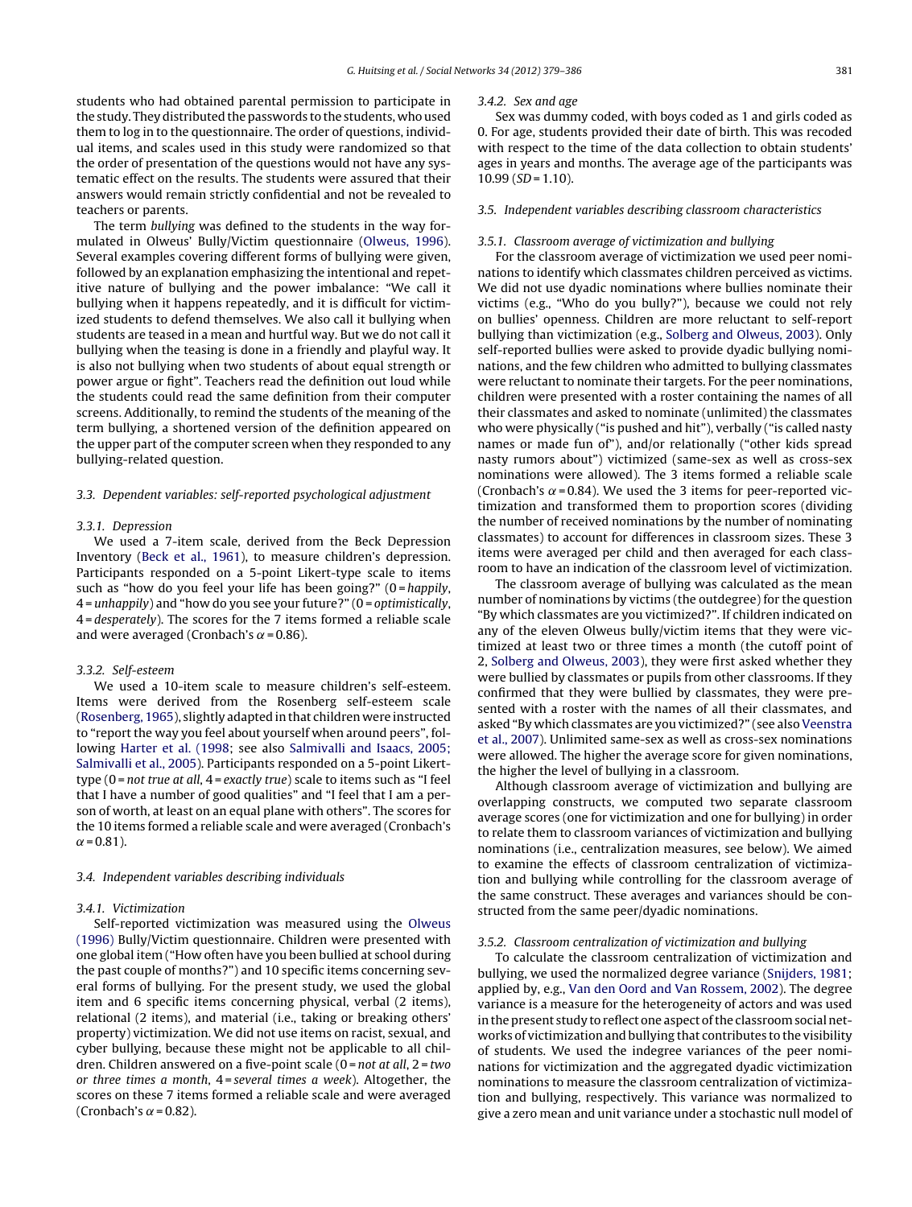students who had obtained parental permission to participate in the study. They distributed the passwords to the students, who used them to log in to the questionnaire. The order of questions, individual items, and scales used in this study were randomized so that the order of presentation of the questions would not have any systematic effect on the results. The students were assured that their answers would remain strictly confidential and not be revealed to teachers or parents.

The term *bullying* was defined to the students in the way formulated in Olweus' Bully/Victim questionnaire (Olweus, 1996). Several examples covering different forms of bullying were given, followed by an explanation emphasizing the intentional and repetitive nature of bullying and the power imbalance: "We call it bullying when it happens repeatedly, and it is difficult for victimized students to defend themselves. We also call it bullying when students are teased in a mean and hurtful way. But we do not call it bullying when the teasing is done in a friendly and playful way. It is also not bullying when two students of about equal strength or power argue or fight". Teachers read the definition out loud while the students could read the same definition from their computer screens. Additionally, to remind the students of the meaning of the term bullying, a shortened version of the definition appeared on the upper part of the computer screen when they responded to any bullying-related question.

### 3.3. Dependent variables: self-reported psychological adjustment

#### 3.3.1. Depression

We used a 7-item scale, derived from the Beck Depression Inventory (Beck et al., 1961), to measure children's depression. Participants responded on a 5-point Likert-type scale to items such as "how do you feel your life has been going?" (0 = *happily*, 4 = *unhappily*) and "how do you see your future?" (0 = *optimistically*, 4 = *desperately*). The scores for the 7 items formed a reliable scale and were averaged (Cronbach's $\alpha = 0.86$).

#### 3.3.2. Self-esteem

We used a 10-item scale to measure children's self-esteem. Items were derived from the Rosenberg self-esteem scale (Rosenberg, 1965), slightly adapted in that children were instructed to "report the way you feel about yourself when around peers", following Harter et al. (1998; see also Salmivalli and Isaacs, 2005; Salmivalli et al., 2005). Participants responded on a 5-point Likert-type (0 = *not true at all*, 4 = *exactly true*) scale to items such as "I feel that I have a number of good qualities" and "I feel that I am a person of worth, at least on an equal plane with others". The scores for the 10 items formed a reliable scale and were averaged (Cronbach's $\alpha = 0.81$).

### 3.4. Independent variables describing individuals

#### 3.4.1. Victimization

Self-reported victimization was measured using the Olweus (1996) Bully/Victim questionnaire. Children were presented with one global item ("How often have you been bullied at school during the past couple of months?") and 10 specific items concerning several forms of bullying. For the present study, we used the global item and 6 specific items concerning physical, verbal (2 items), relational (2 items), and material (i.e., taking or breaking others' property) victimization. We did not use items on racist, sexual, and cyber bullying, because these might not be applicable to all children. Children answered on a five-point scale (0 = *not at all*, 2 = *two or three times a month*, 4 = *several times a week*). Altogether, the scores on these 7 items formed a reliable scale and were averaged (Cronbach's $\alpha = 0.82$).

#### 3.4.2. Sex and age

Sex was dummy coded, with boys coded as 1 and girls coded as 0. For age, students provided their date of birth. This was recoded with respect to the time of the data collection to obtain students' ages in years and months. The average age of the participants was 10.99 ($SD = 1.10$).

### 3.5. Independent variables describing classroom characteristics

#### 3.5.1. Classroom average of victimization and bullying

For the classroom average of victimization we used peer nominations to identify which classmates children perceived as victims. We did not use dyadic nominations where bullies nominate their victims (e.g., "Who do you bully?"), because we could not rely on bullies' openness. Children are more reluctant to self-report bullying than victimization (e.g., Solberg and Olweus, 2003). Only self-reported bullies were asked to provide dyadic bullying nominations, and the few children who admitted to bullying classmates were reluctant to nominate their targets. For the peer nominations, children were presented with a roster containing the names of all their classmates and asked to nominate (unlimited) the classmates who were physically ("is pushed and hit"), verbally ("is called nasty names or made fun of"), and/or relationally ("other kids spread nasty rumors about") victimized (same-sex as well as cross-sex nominations were allowed). The 3 items formed a reliable scale (Cronbach's $\alpha = 0.84$). We used the 3 items for peer-reported victimization and transformed them to proportion scores (dividing the number of received nominations by the number of nominating classmates) to account for differences in classroom sizes. These 3 items were averaged per child and then averaged for each classroom to have an indication of the classroom level of victimization.

The classroom average of bullying was calculated as the mean number of nominations by victims (the outdegree) for the question "By which classmates are you victimized?". If children indicated on any of the eleven Olweus bully/victim items that they were victimized at least two or three times a month (the cutoff point of 2, Solberg and Olweus, 2003), they were first asked whether they were bullied by classmates or pupils from other classrooms. If they confirmed that they were bullied by classmates, they were presented with a roster with the names of all their classmates, and asked "By which classmates are you victimized?" (see also Veenstra et al., 2007). Unlimited same-sex as well as cross-sex nominations were allowed. The higher the average score for given nominations, the higher the level of bullying in a classroom.

Although classroom average of victimization and bullying are overlapping constructs, we computed two separate classroom average scores (one for victimization and one for bullying) in order to relate them to classroom variances of victimization and bullying nominations (i.e., centralization measures, see below). We aimed to examine the effects of classroom centralization of victimization and bullying while controlling for the classroom average of the same construct. These averages and variances should be constructed from the same peer/dyadic nominations.

#### 3.5.2. Classroom centralization of victimization and bullying

To calculate the classroom centralization of victimization and bullying, we used the normalized degree variance (Snijders, 1981; applied by, e.g., Van den Oord and Van Rossem, 2002). The degree variance is a measure for the heterogeneity of actors and was used in the present study to reflect one aspect of the classroom social networks of victimization and bullying that contributes to the visibility of students. We used the indegree variances of the peer nominations for victimization and the aggregated dyadic victimization nominations to measure the classroom centralization of victimization and bullying, respectively. This variance was normalized to give a zero mean and unit variance under a stochastic null model of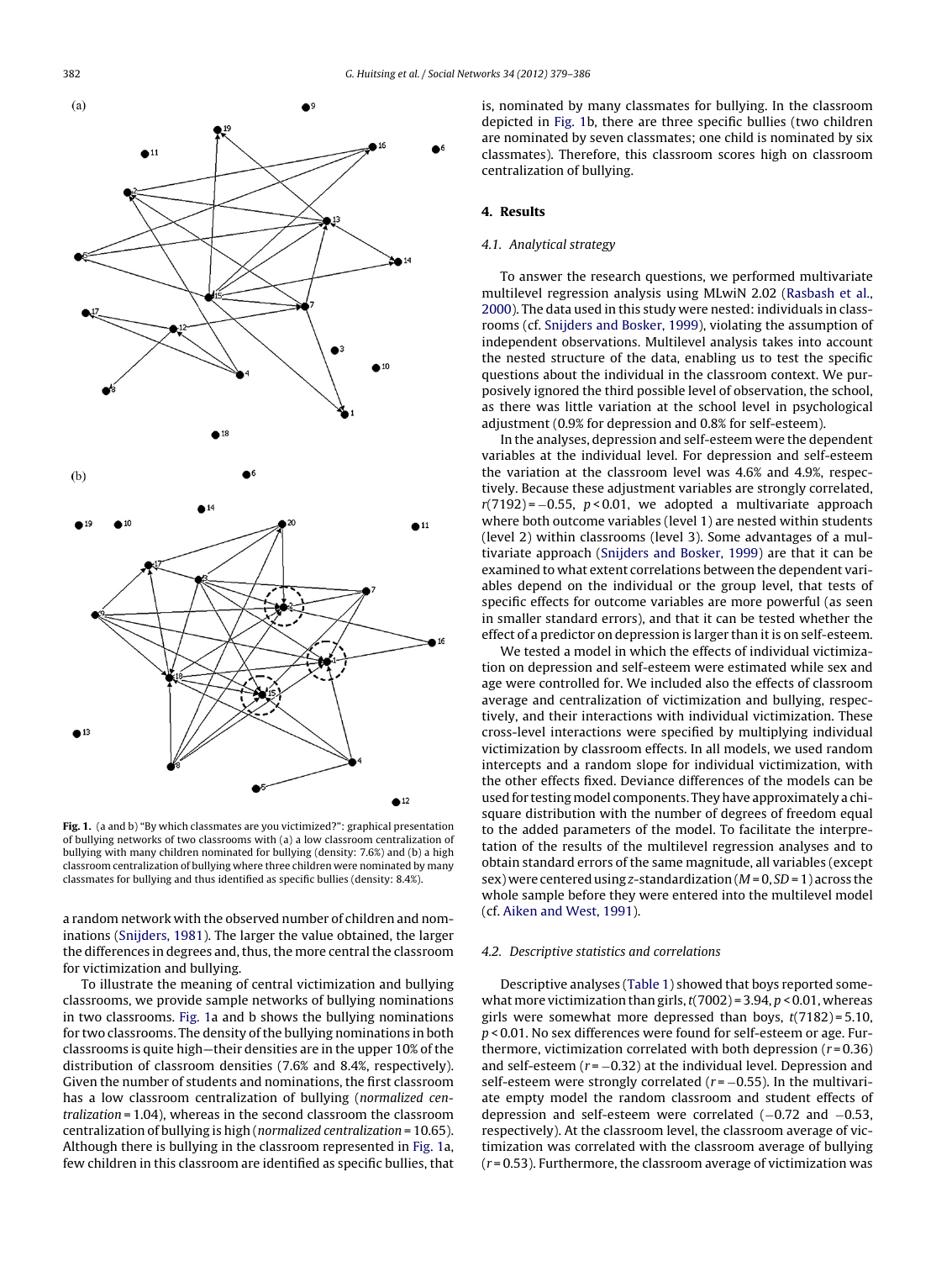Fig. 1. (a and b) "By which classmates are you victimized?": graphical presentation of bullying networks of two classrooms with (a) a low classroom centralization of bullying with many children nominated for bullying (density: 7.6%) and (b) a high classroom centralization of bullying where three children were nominated by many classmates for bullying and thus identified as specific bullies (density: 8.4%).

a random network with the observed number of children and nominations (Snijders, 1981). The larger the value obtained, the larger the differences in degrees and, thus, the more central the classroom for victimization and bullying.

To illustrate the meaning of central victimization and bullying classrooms, we provide sample networks of bullying nominations in two classrooms. Fig. 1a and b shows the bullying nominations for two classrooms. The density of the bullying nominations in both classrooms is quite high—their densities are in the upper 10% of the distribution of classroom densities (7.6% and 8.4%, respectively). Given the number of students and nominations, the first classroom has a low classroom centralization of bullying (*normalized centralization* = 1.04), whereas in the second classroom the classroom centralization of bullying is high (*normalized centralization* = 10.65). Although there is bullying in the classroom represented in Fig. 1a, few children in this classroom are identified as specific bullies, that is, nominated by many classmates for bullying. In the classroom depicted in Fig. 1b, there are three specific bullies (two children are nominated by seven classmates; one child is nominated by six classmates). Therefore, this classroom scores high on classroom centralization of bullying.

## 4. Results

### 4.1. Analytical strategy

To answer the research questions, we performed multivariate multilevel regression analysis using MLwiN 2.02 (Rasbash et al., 2000). The data used in this study were nested: individuals in classrooms (cf. Snijders and Bosker, 1999), violating the assumption of independent observations. Multilevel analysis takes into account the nested structure of the data, enabling us to test the specific questions about the individual in the classroom context. We purposively ignored the third possible level of observation, the school, as there was little variation at the school level in psychological adjustment (0.9% for depression and 0.8% for self-esteem).

In the analyses, depression and self-esteem were the dependent variables at the individual level. For depression and self-esteem the variation at the classroom level was 4.6% and 4.9%, respectively. Because these adjustment variables are strongly correlated, $r(7192) = -0.55$, $p < 0.01$, we adopted a multivariate approach where both outcome variables (level 1) are nested within students (level 2) within classrooms (level 3). Some advantages of a multivariate approach (Snijders and Bosker, 1999) are that it can be examined to what extent correlations between the dependent variables depend on the individual or the group level, that tests of specific effects for outcome variables are more powerful (as seen in smaller standard errors), and that it can be tested whether the effect of a predictor on depression is larger than it is on self-esteem.

We tested a model in which the effects of individual victimization on depression and self-esteem were estimated while sex and age were controlled for. We included also the effects of classroom average and centralization of victimization and bullying, respectively, and their interactions with individual victimization. These cross-level interactions were specified by multiplying individual victimization by classroom effects. In all models, we used random intercepts and a random slope for individual victimization, with the other effects fixed. Deviance differences of the models can be used for testing model components. They have approximately a chi-square distribution with the number of degrees of freedom equal to the added parameters of the model. To facilitate the interpretation of the results of the multilevel regression analyses and to obtain standard errors of the same magnitude, all variables (except sex) were centered using *z*-standardization ($M = 0$, $SD = 1$) across the whole sample before they were entered into the multilevel model (cf. Aiken and West, 1991).

### 4.2. Descriptive statistics and correlations

Descriptive analyses (Table 1) showed that boys reported somewhat more victimization than girls, $t(7002) = 3.94$, $p < 0.01$, whereas girls were somewhat more depressed than boys, $t(7182) = 5.10$, $p < 0.01$. No sex differences were found for self-esteem or age. Furthermore, victimization correlated with both depression ($r = 0.36$) and self-esteem ($r = -0.32$) at the individual level. Depression and self-esteem were strongly correlated ($r = -0.55$). In the multivariate empty model the random classroom and student effects of depression and self-esteem were correlated ($-0.72$ and $-0.53$, respectively). At the classroom level, the classroom average of victimization was correlated with the classroom average of bullying ($r = 0.53$). Furthermore, the classroom average of victimization was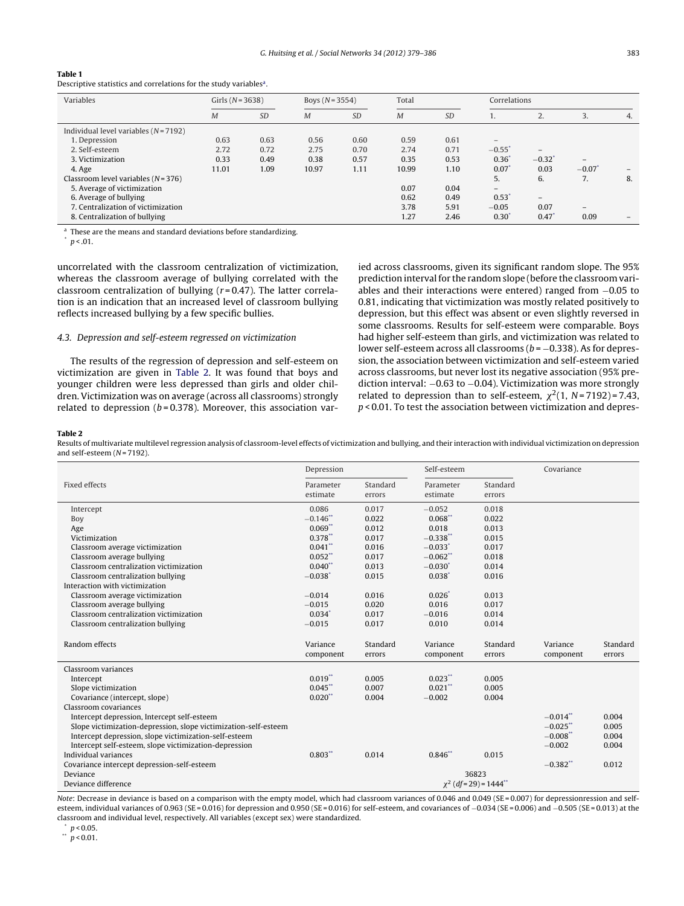**Table 1**
Descriptive statistics and correlations for the study variables[a].

| Variables | Girls (N = 3638) | | Boys (N = 3554) | | Total | | Correlations | | | |
|---|---|---|---|---|---|---|---|---|---|---|
| | *M* | *SD* | *M* | *SD* | *M* | *SD* | 1. | 2. | 3. | 4. |
| Individual level variables (N = 7192) | | | | | | | | | | |
| 1. Depression | 0.63 | 0.63 | 0.56 | 0.60 | 0.59 | 0.61 | – | | | |
| 2. Self-esteem | 2.72 | 0.72 | 2.75 | 0.70 | 2.74 | 0.71 | −0.55* | – | | |
| 3. Victimization | 0.33 | 0.49 | 0.38 | 0.57 | 0.35 | 0.53 | 0.36* | −0.32* | – | |
| 4. Age | 11.01 | 1.09 | 10.97 | 1.11 | 10.99 | 1.10 | 0.07* | 0.03 | −0.07* | – |
| Classroom level variables (N = 376) | | | | | | | 5. | 6. | 7. | 8. |
| 5. Average of victimization | | | | | 0.07 | 0.04 | – | | | |
| 6. Average of bullying | | | | | 0.62 | 0.49 | 0.53* | – | | |
| 7. Centralization of victimization | | | | | 3.78 | 5.91 | −0.05 | 0.07 | – | |
| 8. Centralization of bullying | | | | | 1.27 | 2.46 | 0.30* | 0.47* | 0.09 | – |

[a] These are the means and standard deviations before standardizing.
* $p < .01$.

uncorrelated with the classroom centralization of victimization, whereas the classroom average of bullying correlated with the classroom centralization of bullying ($r = 0.47$). The latter correlation is an indication that an increased level of classroom bullying reflects increased bullying by a few specific bullies.

### 4.3. Depression and self-esteem regressed on victimization

The results of the regression of depression and self-esteem on victimization are given in Table 2. It was found that boys and younger children were less depressed than girls and older children. Victimization was on average (across all classrooms) strongly related to depression ($b = 0.378$). Moreover, this association varied across classrooms, given its significant random slope. The 95% prediction interval for the random slope (before the classroom variables and their interactions were entered) ranged from −0.05 to 0.81, indicating that victimization was mostly related positively to depression, but this effect was absent or even slightly reversed in some classrooms. Results for self-esteem were comparable. Boys had higher self-esteem than girls, and victimization was related to lower self-esteem across all classrooms ($b = -0.338$). As for depression, the association between victimization and self-esteem varied across classrooms, but never lost its negative association (95% prediction interval: −0.63 to −0.04). Victimization was more strongly related to depression than to self-esteem, $\chi^2(1, N = 7192) = 7.43$, $p < 0.01$. To test the association between victimization and depres-

**Table 2**
Results of multivariate multilevel regression analysis of classroom-level effects of victimization and bullying, and their interaction with individual victimization on depression and self-esteem (N = 7192).

| | Depression | | Self-esteem | | Covariance | |
|---|---|---|---|---|---|---|
| Fixed effects | Parameter estimate | Standard errors | Parameter estimate | Standard errors | | |
| Intercept | 0.086 | 0.017 | −0.052 | 0.018 | | |
| Boy | −0.146** | 0.022 | 0.068** | 0.022 | | |
| Age | 0.069** | 0.012 | 0.018 | 0.013 | | |
| Victimization | 0.378** | 0.017 | −0.338** | 0.015 | | |
| Classroom average victimization | 0.041** | 0.016 | −0.033* | 0.017 | | |
| Classroom average bullying | 0.052** | 0.017 | −0.062** | 0.018 | | |
| Classroom centralization victimization | 0.040** | 0.013 | −0.030* | 0.014 | | |
| Classroom centralization bullying | −0.038* | 0.015 | 0.038* | 0.016 | | |
| Interaction with victimization | | | | | | |
| Classroom average victimization | −0.014 | 0.016 | 0.026* | 0.013 | | |
| Classroom average bullying | −0.015 | 0.020 | 0.016 | 0.017 | | |
| Classroom centralization victimization | 0.034* | 0.017 | −0.016 | 0.014 | | |
| Classroom centralization bullying | −0.015 | 0.017 | 0.010 | 0.014 | | |
| Random effects | Variance component | Standard errors | Variance component | Standard errors | Variance component | Standard errors |
| Classroom variances | | | | | | |
| Intercept | 0.019** | 0.005 | 0.023** | 0.005 | | |
| Slope victimization | 0.045** | 0.007 | 0.021** | 0.005 | | |
| Covariance (intercept, slope) | 0.020** | 0.004 | −0.002 | 0.004 | | |
| Classroom covariances | | | | | | |
| Intercept depression, Intercept self-esteem | | | | | −0.014** | 0.004 |
| Slope victimization-depression, slope victimization-self-esteem | | | | | −0.025** | 0.005 |
| Intercept depression, slope victimization-self-esteem | | | | | −0.008** | 0.004 |
| Intercept self-esteem, slope victimization-depression | | | | | −0.002 | 0.004 |
| Individual variances | 0.803** | 0.014 | 0.846** | 0.015 | | |
| Covariance intercept depression-self-esteem | | | | | −0.382** | 0.012 |
| Deviance | | | 36823 | | | |
| Deviance difference | | | $\chi^2$ (df = 29) = 1444** | | | |

*Note*: Decrease in deviance is based on a comparison with the empty model, which had classroom variances of 0.046 and 0.049 (SE = 0.007) for depressionression and self-esteem, individual variances of 0.963 (SE = 0.016) for depression and 0.950 (SE = 0.016) for self-esteem, and covariances of −0.034 (SE = 0.006) and −0.505 (SE = 0.013) at the classroom and individual level, respectively. All variables (except sex) were standardized.
* $p < 0.05$.
** $p < 0.01$.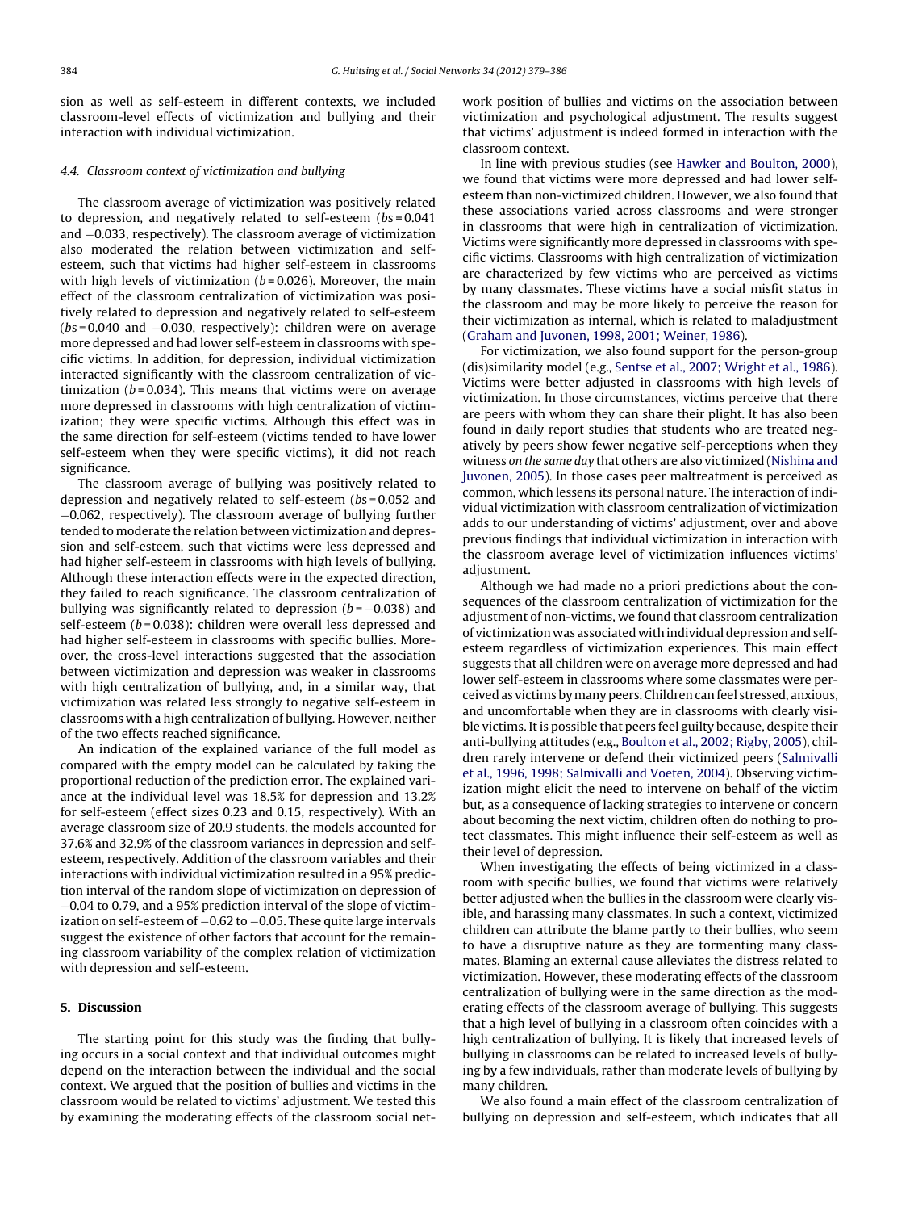sion as well as self-esteem in different contexts, we included classroom-level effects of victimization and bullying and their interaction with individual victimization.

### 4.4. Classroom context of victimization and bullying

The classroom average of victimization was positively related to depression, and negatively related to self-esteem ($bs = 0.041$ and $-0.033$, respectively). The classroom average of victimization also moderated the relation between victimization and self-esteem, such that victims had higher self-esteem in classrooms with high levels of victimization ($b = 0.026$). Moreover, the main effect of the classroom centralization of victimization was positively related to depression and negatively related to self-esteem ($bs = 0.040$ and $-0.030$, respectively): children were on average more depressed and had lower self-esteem in classrooms with specific victims. In addition, for depression, individual victimization interacted significantly with the classroom centralization of victimization ($b = 0.034$). This means that victims were on average more depressed in classrooms with high centralization of victimization; they were specific victims. Although this effect was in the same direction for self-esteem (victims tended to have lower self-esteem when they were specific victims), it did not reach significance.

The classroom average of bullying was positively related to depression and negatively related to self-esteem ($bs = 0.052$ and $-0.062$, respectively). The classroom average of bullying further tended to moderate the relation between victimization and depression and self-esteem, such that victims were less depressed and had higher self-esteem in classrooms with high levels of bullying. Although these interaction effects were in the expected direction, they failed to reach significance. The classroom centralization of bullying was significantly related to depression ($b = -0.038$) and self-esteem ($b = 0.038$): children were overall less depressed and had higher self-esteem in classrooms with specific bullies. Moreover, the cross-level interactions suggested that the association between victimization and depression was weaker in classrooms with high centralization of bullying, and, in a similar way, that victimization was related less strongly to negative self-esteem in classrooms with a high centralization of bullying. However, neither of the two effects reached significance.

An indication of the explained variance of the full model as compared with the empty model can be calculated by taking the proportional reduction of the prediction error. The explained variance at the individual level was 18.5% for depression and 13.2% for self-esteem (effect sizes 0.23 and 0.15, respectively). With an average classroom size of 20.9 students, the models accounted for 37.6% and 32.9% of the classroom variances in depression and self-esteem, respectively. Addition of the classroom variables and their interactions with individual victimization resulted in a 95% prediction interval of the random slope of victimization on depression of $-0.04$ to 0.79, and a 95% prediction interval of the slope of victimization on self-esteem of $-0.62$ to $-0.05$. These quite large intervals suggest the existence of other factors that account for the remaining classroom variability of the complex relation of victimization with depression and self-esteem.

## 5. Discussion

The starting point for this study was the finding that bullying occurs in a social context and that individual outcomes might depend on the interaction between the individual and the social context. We argued that the position of bullies and victims in the classroom would be related to victims' adjustment. We tested this by examining the moderating effects of the classroom social network position of bullies and victims on the association between victimization and psychological adjustment. The results suggest that victims' adjustment is indeed formed in interaction with the classroom context.

In line with previous studies (see Hawker and Boulton, 2000), we found that victims were more depressed and had lower self-esteem than non-victimized children. However, we also found that these associations varied across classrooms and were stronger in classrooms that were high in centralization of victimization. Victims were significantly more depressed in classrooms with specific victims. Classrooms with high centralization of victimization are characterized by few victims who are perceived as victims by many classmates. These victims have a social misfit status in the classroom and may be more likely to perceive the reason for their victimization as internal, which is related to maladjustment (Graham and Juvonen, 1998, 2001; Weiner, 1986).

For victimization, we also found support for the person-group (dis)similarity model (e.g., Sentse et al., 2007; Wright et al., 1986). Victims were better adjusted in classrooms with high levels of victimization. In those circumstances, victims perceive that there are peers with whom they can share their plight. It has also been found in daily report studies that students who are treated negatively by peers show fewer negative self-perceptions when they witness *on the same day* that others are also victimized (Nishina and Juvonen, 2005). In those cases peer maltreatment is perceived as common, which lessens its personal nature. The interaction of individual victimization with classroom centralization of victimization adds to our understanding of victims' adjustment, over and above previous findings that individual victimization in interaction with the classroom average level of victimization influences victims' adjustment.

Although we had made no a priori predictions about the consequences of the classroom centralization of victimization for the adjustment of non-victims, we found that classroom centralization of victimization was associated with individual depression and self-esteem regardless of victimization experiences. This main effect suggests that all children were on average more depressed and had lower self-esteem in classrooms where some classmates were perceived as victims by many peers. Children can feel stressed, anxious, and uncomfortable when they are in classrooms with clearly visible victims. It is possible that peers feel guilty because, despite their anti-bullying attitudes (e.g., Boulton et al., 2002; Rigby, 2005), children rarely intervene or defend their victimized peers (Salmivalli et al., 1996, 1998; Salmivalli and Voeten, 2004). Observing victimization might elicit the need to intervene on behalf of the victim but, as a consequence of lacking strategies to intervene or concern about becoming the next victim, children often do nothing to protect classmates. This might influence their self-esteem as well as their level of depression.

When investigating the effects of being victimized in a classroom with specific bullies, we found that victims were relatively better adjusted when the bullies in the classroom were clearly visible, and harassing many classmates. In such a context, victimized children can attribute the blame partly to their bullies, who seem to have a disruptive nature as they are tormenting many classmates. Blaming an external cause alleviates the distress related to victimization. However, these moderating effects of the classroom centralization of bullying were in the same direction as the moderating effects of the classroom average of bullying. This suggests that a high level of bullying in a classroom often coincides with a high centralization of bullying. It is likely that increased levels of bullying in classrooms can be related to increased levels of bullying by a few individuals, rather than moderate levels of bullying by many children.

We also found a main effect of the classroom centralization of bullying on depression and self-esteem, which indicates that all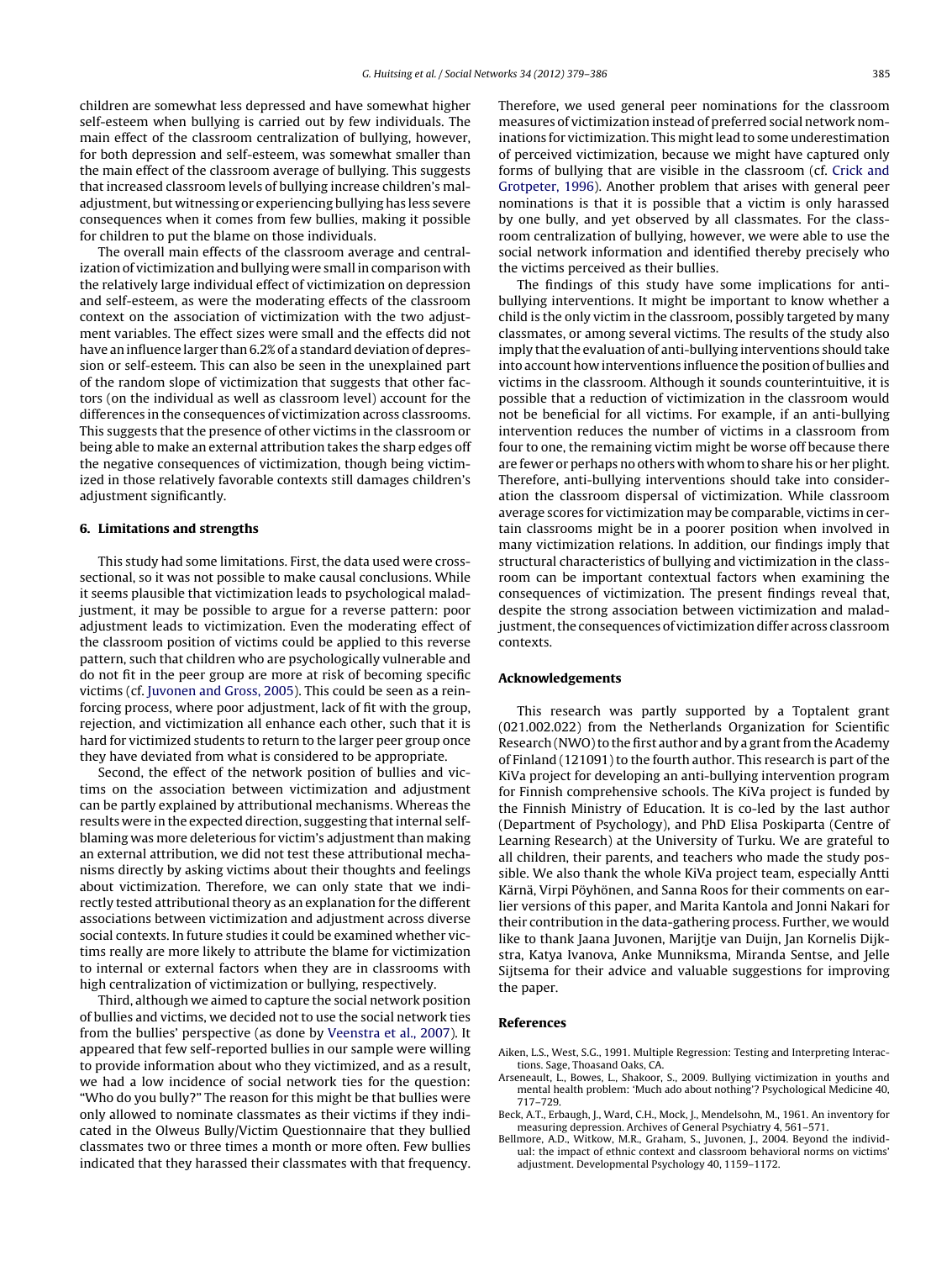children are somewhat less depressed and have somewhat higher self-esteem when bullying is carried out by few individuals. The main effect of the classroom centralization of bullying, however, for both depression and self-esteem, was somewhat smaller than the main effect of the classroom average of bullying. This suggests that increased classroom levels of bullying increase children's maladjustment, but witnessing or experiencing bullying has less severe consequences when it comes from few bullies, making it possible for children to put the blame on those individuals.

The overall main effects of the classroom average and centralization of victimization and bullying were small in comparison with the relatively large individual effect of victimization on depression and self-esteem, as were the moderating effects of the classroom context on the association of victimization with the two adjustment variables. The effect sizes were small and the effects did not have an influence larger than 6.2% of a standard deviation of depression or self-esteem. This can also be seen in the unexplained part of the random slope of victimization that suggests that other factors (on the individual as well as classroom level) account for the differences in the consequences of victimization across classrooms. This suggests that the presence of other victims in the classroom or being able to make an external attribution takes the sharp edges off the negative consequences of victimization, though being victimized in those relatively favorable contexts still damages children's adjustment significantly.

## 6. Limitations and strengths

This study had some limitations. First, the data used were cross-sectional, so it was not possible to make causal conclusions. While it seems plausible that victimization leads to psychological maladjustment, it may be possible to argue for a reverse pattern: poor adjustment leads to victimization. Even the moderating effect of the classroom position of victims could be applied to this reverse pattern, such that children who are psychologically vulnerable and do not fit in the peer group are more at risk of becoming specific victims (cf. Juvonen and Gross, 2005). This could be seen as a reinforcing process, where poor adjustment, lack of fit with the group, rejection, and victimization all enhance each other, such that it is hard for victimized students to return to the larger peer group once they have deviated from what is considered to be appropriate.

Second, the effect of the network position of bullies and victims on the association between victimization and adjustment can be partly explained by attributional mechanisms. Whereas the results were in the expected direction, suggesting that internal self-blaming was more deleterious for victim's adjustment than making an external attribution, we did not test these attributional mechanisms directly by asking victims about their thoughts and feelings about victimization. Therefore, we can only state that we indirectly tested attributional theory as an explanation for the different associations between victimization and adjustment across diverse social contexts. In future studies it could be examined whether victims really are more likely to attribute the blame for victimization to internal or external factors when they are in classrooms with high centralization of victimization or bullying, respectively.

Third, although we aimed to capture the social network position of bullies and victims, we decided not to use the social network ties from the bullies' perspective (as done by Veenstra et al., 2007). It appeared that few self-reported bullies in our sample were willing to provide information about who they victimized, and as a result, we had a low incidence of social network ties for the question: "Who do you bully?" The reason for this might be that bullies were only allowed to nominate classmates as their victims if they indicated in the Olweus Bully/Victim Questionnaire that they bullied classmates two or three times a month or more often. Few bullies indicated that they harassed their classmates with that frequency. Therefore, we used general peer nominations for the classroom measures of victimization instead of preferred social network nominations for victimization. This might lead to some underestimation of perceived victimization, because we might have captured only forms of bullying that are visible in the classroom (cf. Crick and Grotpeter, 1996). Another problem that arises with general peer nominations is that it is possible that a victim is only harassed by one bully, and yet observed by all classmates. For the classroom centralization of bullying, however, we were able to use the social network information and identified thereby precisely who the victims perceived as their bullies.

The findings of this study have some implications for anti-bullying interventions. It might be important to know whether a child is the only victim in the classroom, possibly targeted by many classmates, or among several victims. The results of the study also imply that the evaluation of anti-bullying interventions should take into account how interventions influence the position of bullies and victims in the classroom. Although it sounds counterintuitive, it is possible that a reduction of victimization in the classroom would not be beneficial for all victims. For example, if an anti-bullying intervention reduces the number of victims in a classroom from four to one, the remaining victim might be worse off because there are fewer or perhaps no others with whom to share his or her plight. Therefore, anti-bullying interventions should take into consideration the classroom dispersal of victimization. While classroom average scores for victimization may be comparable, victims in certain classrooms might be in a poorer position when involved in many victimization relations. In addition, our findings imply that structural characteristics of bullying and victimization in the classroom can be important contextual factors when examining the consequences of victimization. The present findings reveal that, despite the strong association between victimization and maladjustment, the consequences of victimization differ across classroom contexts.

## Acknowledgements

This research was partly supported by a Toptalent grant (021.002.022) from the Netherlands Organization for Scientific Research (NWO) to the first author and by a grant from the Academy of Finland (121091) to the fourth author. This research is part of the KiVa project for developing an anti-bullying intervention program for Finnish comprehensive schools. The KiVa project is funded by the Finnish Ministry of Education. It is co-led by the last author (Department of Psychology), and PhD Elisa Poskiparta (Centre of Learning Research) at the University of Turku. We are grateful to all children, their parents, and teachers who made the study possible. We also thank the whole KiVa project team, especially Antti Kärnä, Virpi Pöyhönen, and Sanna Roos for their comments on earlier versions of this paper, and Marita Kantola and Jonni Nakari for their contribution in the data-gathering process. Further, we would like to thank Jaana Juvonen, Marijtje van Duijn, Jan Kornelis Dijkstra, Katya Ivanova, Anke Munniksma, Miranda Sentse, and Jelle Sijtsema for their advice and valuable suggestions for improving the paper.

## References

Aiken, L.S., West, S.G., 1991. Multiple Regression: Testing and Interpreting Interactions. Sage, Thoasand Oaks, CA.

Arseneault, L., Bowes, L., Shakoor, S., 2009. Bullying victimization in youths and mental health problem: 'Much ado about nothing'? Psychological Medicine 40, 717–729.

Beck, A.T., Erbaugh, J., Ward, C.H., Mock, J., Mendelsohn, M., 1961. An inventory for measuring depression. Archives of General Psychiatry 4, 561–571.

Bellmore, A.D., Witkow, M.R., Graham, S., Juvonen, J., 2004. Beyond the individual: the impact of ethnic context and classroom behavioral norms on victims' adjustment. Developmental Psychology 40, 1159–1172.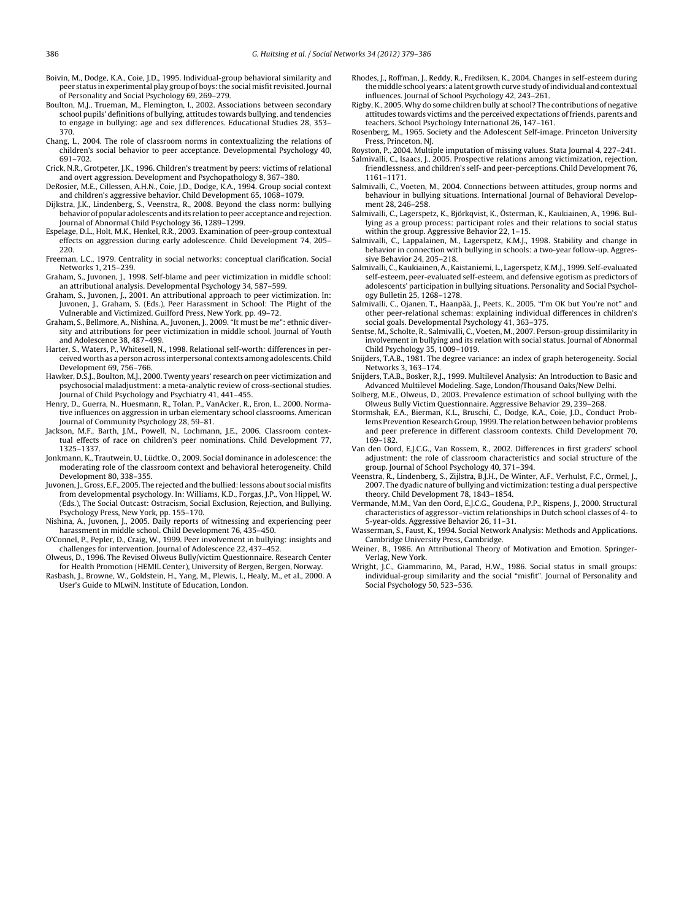Boivin, M., Dodge, K.A., Coie, J.D., 1995. Individual-group behavioral similarity and peer status in experimental play group of boys: the social misfit revisited. Journal of Personality and Social Psychology 69, 269–279.

Boulton, M.J., Trueman, M., Flemington, I., 2002. Associations between secondary school pupils' definitions of bullying, attitudes towards bullying, and tendencies to engage in bullying: age and sex differences. Educational Studies 28, 353–370.

Chang, L., 2004. The role of classroom norms in contextualizing the relations of children's social behavior to peer acceptance. Developmental Psychology 40, 691–702.

Crick, N.R., Grotpeter, J.K., 1996. Children's treatment by peers: victims of relational and overt aggression. Development and Psychopathology 8, 367–380.

DeRosier, M.E., Cillessen, A.H.N., Coie, J.D., Dodge, K.A., 1994. Group social context and children's aggressive behavior. Child Development 65, 1068–1079.

Dijkstra, J.K., Lindenberg, S., Veenstra, R., 2008. Beyond the class norm: bullying behavior of popular adolescents and its relation to peer acceptance and rejection. Journal of Abnormal Child Psychology 36, 1289–1299.

Espelage, D.L., Holt, M.K., Henkel, R.R., 2003. Examination of peer-group contextual effects on aggression during early adolescence. Child Development 74, 205–220.

Freeman, L.C., 1979. Centrality in social networks: conceptual clarification. Social Networks 1, 215–239.

Graham, S., Juvonen, J., 1998. Self-blame and peer victimization in middle school: an attributional analysis. Developmental Psychology 34, 587–599.

Graham, S., Juvonen, J., 2001. An attributional approach to peer victimization. In: Juvonen, J., Graham, S. (Eds.), Peer Harassment in School: The Plight of the Vulnerable and Victimized. Guilford Press, New York, pp. 49–72.

Graham, S., Bellmore, A., Nishina, A., Juvonen, J., 2009. "It must be *me*": ethnic diversity and attributions for peer victimization in middle school. Journal of Youth and Adolescence 38, 487–499.

Harter, S., Waters, P., Whitesell, N., 1998. Relational self-worth: differences in perceived worth as a person across interpersonal contexts among adolescents. Child Development 69, 756–766.

Hawker, D.S.J., Boulton, M.J., 2000. Twenty years' research on peer victimization and psychosocial maladjustment: a meta-analytic review of cross-sectional studies. Journal of Child Psychology and Psychiatry 41, 441–455.

Henry, D., Guerra, N., Huesmann, R., Tolan, P., VanAcker, R., Eron, L., 2000. Normative influences on aggression in urban elementary school classrooms. American Journal of Community Psychology 28, 59–81.

Jackson, M.F., Barth, J.M., Powell, N., Lochmann, J.E., 2006. Classroom contextual effects of race on children's peer nominations. Child Development 77, 1325–1337.

Jonkmann, K., Trautwein, U., Lüdtke, O., 2009. Social dominance in adolescence: the moderating role of the classroom context and behavioral heterogeneity. Child Development 80, 338–355.

Juvonen, J., Gross, E.F., 2005. The rejected and the bullied: lessons about social misfits from developmental psychology. In: Williams, K.D., Forgas, J.P., Von Hippel, W. (Eds.), The Social Outcast: Ostracism, Social Exclusion, Rejection, and Bullying. Psychology Press, New York, pp. 155–170.

Nishina, A., Juvonen, J., 2005. Daily reports of witnessing and experiencing peer harassment in middle school. Child Development 76, 435–450.

O'Connel, P., Pepler, D., Craig, W., 1999. Peer involvement in bullying: insights and challenges for intervention. Journal of Adolescence 22, 437–452.

Olweus, D., 1996. The Revised Olweus Bully/victim Questionnaire. Research Center for Health Promotion (HEMIL Center), University of Bergen, Bergen, Norway.

Rasbash, J., Browne, W., Goldstein, H., Yang, M., Plewis, I., Healy, M., et al., 2000. A User's Guide to MLwiN. Institute of Education, London.

Rhodes, J., Roffman, J., Reddy, R., Frediksen, K., 2004. Changes in self-esteem during the middle school years: a latent growth curve study of individual and contextual influences. Journal of School Psychology 42, 243–261.

Rigby, K., 2005. Why do some children bully at school? The contributions of negative attitudes towards victims and the perceived expectations of friends, parents and teachers. School Psychology International 26, 147–161.

Rosenberg, M., 1965. Society and the Adolescent Self-image. Princeton University Press, Princeton, NJ.

Royston, P., 2004. Multiple imputation of missing values. Stata Journal 4, 227–241.

Salmivalli, C., Isaacs, J., 2005. Prospective relations among victimization, rejection, friendlessness, and children's self- and peer-perceptions. Child Development 76, 1161–1171.

Salmivalli, C., Voeten, M., 2004. Connections between attitudes, group norms and behaviour in bullying situations. International Journal of Behavioral Development 28, 246–258.

Salmivalli, C., Lagerspetz, K., Björkqvist, K., Österman, K., Kaukiainen, A., 1996. Bullying as a group process: participant roles and their relations to social status within the group. Aggressive Behavior 22, 1–15.

Salmivalli, C., Lappalainen, M., Lagerspetz, K.M.J., 1998. Stability and change in behavior in connection with bullying in schools: a two-year follow-up. Aggressive Behavior 24, 205–218.

Salmivalli, C., Kaukiainen, A., Kaistaniemi, L., Lagerspetz, K.M.J., 1999. Self-evaluated self-esteem, peer-evaluated self-esteem, and defensive egotism as predictors of adolescents' participation in bullying situations. Personality and Social Psychology Bulletin 25, 1268–1278.

Salmivalli, C., Ojanen, T., Haanpää, J., Peets, K., 2005. "I'm OK but You're not" and other peer-relational schemas: explaining individual differences in children's social goals. Developmental Psychology 41, 363–375.

Sentse, M., Scholte, R., Salmivalli, C., Voeten, M., 2007. Person-group dissimilarity in involvement in bullying and its relation with social status. Journal of Abnormal Child Psychology 35, 1009–1019.

Snijders, T.A.B., 1981. The degree variance: an index of graph heterogeneity. Social Networks 3, 163–174.

Snijders, T.A.B., Bosker, R.J., 1999. Multilevel Analysis: An Introduction to Basic and Advanced Multilevel Modeling. Sage, London/Thousand Oaks/New Delhi.

Solberg, M.E., Olweus, D., 2003. Prevalence estimation of school bullying with the Olweus Bully Victim Questionnaire. Aggressive Behavior 29, 239–268.

Stormshak, E.A., Bierman, K.L., Bruschi, C., Dodge, K.A., Coie, J.D., Conduct Problems Prevention Research Group, 1999. The relation between behavior problems and peer preference in different classroom contexts. Child Development 70, 169–182.

Van den Oord, E.J.C.G., Van Rossem, R., 2002. Differences in first graders' school adjustment: the role of classroom characteristics and social structure of the group. Journal of School Psychology 40, 371–394.

Veenstra, R., Lindenberg, S., Zijlstra, B.J.H., De Winter, A.F., Verhulst, F.C., Ormel, J., 2007. The dyadic nature of bullying and victimization: testing a dual perspective theory. Child Development 78, 1843–1854.

Vermande, M.M., Van den Oord, E.J.C.G., Goudena, P.P., Rispens, J., 2000. Structural characteristics of aggressor–victim relationships in Dutch school classes of 4- to 5-year-olds. Aggressive Behavior 26, 11–31.

Wasserman, S., Faust, K., 1994. Social Network Analysis: Methods and Applications. Cambridge University Press, Cambridge.

Weiner, B., 1986. An Attributional Theory of Motivation and Emotion. Springer-Verlag, New York.

Wright, J.C., Giammarino, M., Parad, H.W., 1986. Social status in small groups: individual-group similarity and the social "misfit". Journal of Personality and Social Psychology 50, 523–536.